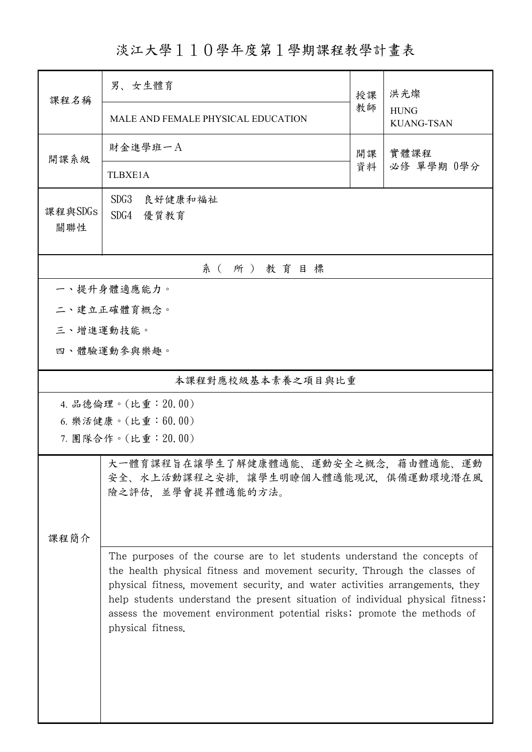# 淡江大學１１０學年度第１學期課程教學計畫表

| 課程名稱 | 男、女生體育<br>MALE AND FEMALE PHYSICAL EDUCATION | 授課教師 | 洪光燦<br>HUNG KUANG-TSAN |
|---|---|---|---|
| 開課系級 | 財金進學班一Ａ<br>TLBXE1A | 開課資料 | 實體課程<br>必修 單學期 0學分 |
| 課程與SDGs關聯性 | SDG3　良好健康和福祉<br>SDG4　優質教育 | | |

## 系（所）教育目標

一、提升身體適應能力。

二、建立正確體育概念。

三、增進運動技能。

四、體驗運動參與樂趣。

## 本課程對應校級基本素養之項目與比重

4. 品德倫理。(比重：20.00)
6. 樂活健康。(比重：60.00)
7. 團隊合作。(比重：20.00)

## 課程簡介

大一體育課程旨在讓學生了解健康體適能、運動安全之概念，藉由體適能、運動安全、水上活動課程之安排，讓學生明瞭個人體適能現況，俱備運動環境潛在風險之評估，並學會提昇體適能的方法。

The purposes of the course are to let students understand the concepts of the health physical fitness and movement security. Through the classes of physical fitness, movement security, and water activities arrangements, they help students understand the present situation of individual physical fitness; assess the movement environment potential risks; promote the methods of physical fitness.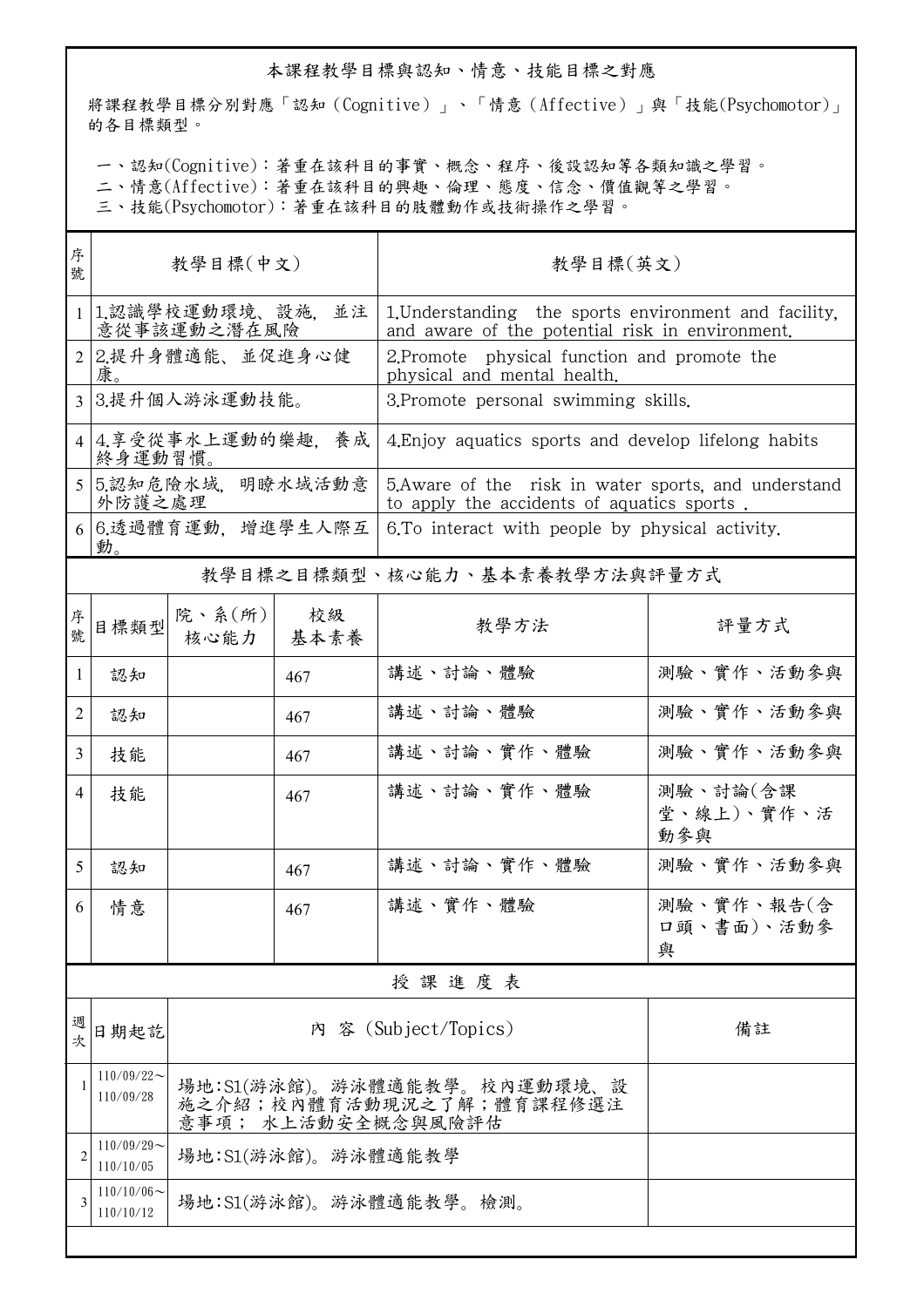## 本課程教學目標與認知、情意、技能目標之對應

將課程教學目標分別對應「認知（Cognitive）」、「情意（Affective）」與「技能(Psychomotor)」的各目標類型。

一、認知(Cognitive)：著重在該科目的事實、概念、程序、後設認知等各類知識之學習。
二、情意(Affective)：著重在該科目的興趣、倫理、態度、信念、價值觀等之學習。
三、技能(Psychomotor)：著重在該科目的肢體動作或技術操作之學習。

| 序號 | 教學目標(中文) | 教學目標(英文) |
|---|---|---|
| 1 | 1.認識學校運動環境、設施，並注意從事該運動之潛在風險 | 1.Understanding the sports environment and facility, and aware of the potential risk in environment. |
| 2 | 2.提升身體適能、並促進身心健康。 | 2.Promote physical function and promote the physical and mental health. |
| 3 | 3.提升個人游泳運動技能。 | 3.Promote personal swimming skills. |
| 4 | 4.享受從事水上運動的樂趣，養成終身運動習慣。 | 4.Enjoy aquatics sports and develop lifelong habits |
| 5 | 5.認知危險水域，明瞭水域活動意外防護之處理 | 5.Aware of the risk in water sports, and understand to apply the accidents of aquatics sports . |
| 6 | 6.透過體育運動，增進學生人際互動。 | 6.To interact with people by physical activity. |

## 教學目標之目標類型、核心能力、基本素養教學方法與評量方式

| 序號 | 目標類型 | 院、系(所)核心能力 | 校級基本素養 | 教學方法 | 評量方式 |
|---|---|---|---|---|---|
| 1 | 認知 |  | 467 | 講述、討論、體驗 | 測驗、實作、活動參與 |
| 2 | 認知 |  | 467 | 講述、討論、體驗 | 測驗、實作、活動參與 |
| 3 | 技能 |  | 467 | 講述、討論、實作、體驗 | 測驗、實作、活動參與 |
| 4 | 技能 |  | 467 | 講述、討論、實作、體驗 | 測驗、討論(含課堂、線上)、實作、活動參與 |
| 5 | 認知 |  | 467 | 講述、討論、實作、體驗 | 測驗、實作、活動參與 |
| 6 | 情意 |  | 467 | 講述、實作、體驗 | 測驗、實作、報告(含口頭、書面)、活動參與 |

## 授課進度表

| 週次 | 日期起訖 | 內 容 (Subject/Topics) | 備註 |
|---|---|---|---|
| 1 | 110/09/22～110/09/28 | 場地:S1(游泳館)。游泳體適能教學。校內運動環境、設施之介紹；校內體育活動現況之了解；體育課程修選注意事項； 水上活動安全概念與風險評估 |  |
| 2 | 110/09/29～110/10/05 | 場地:S1(游泳館)。游泳體適能教學 |  |
| 3 | 110/10/06～110/10/12 | 場地:S1(游泳館)。游泳體適能教學。檢測。 |  |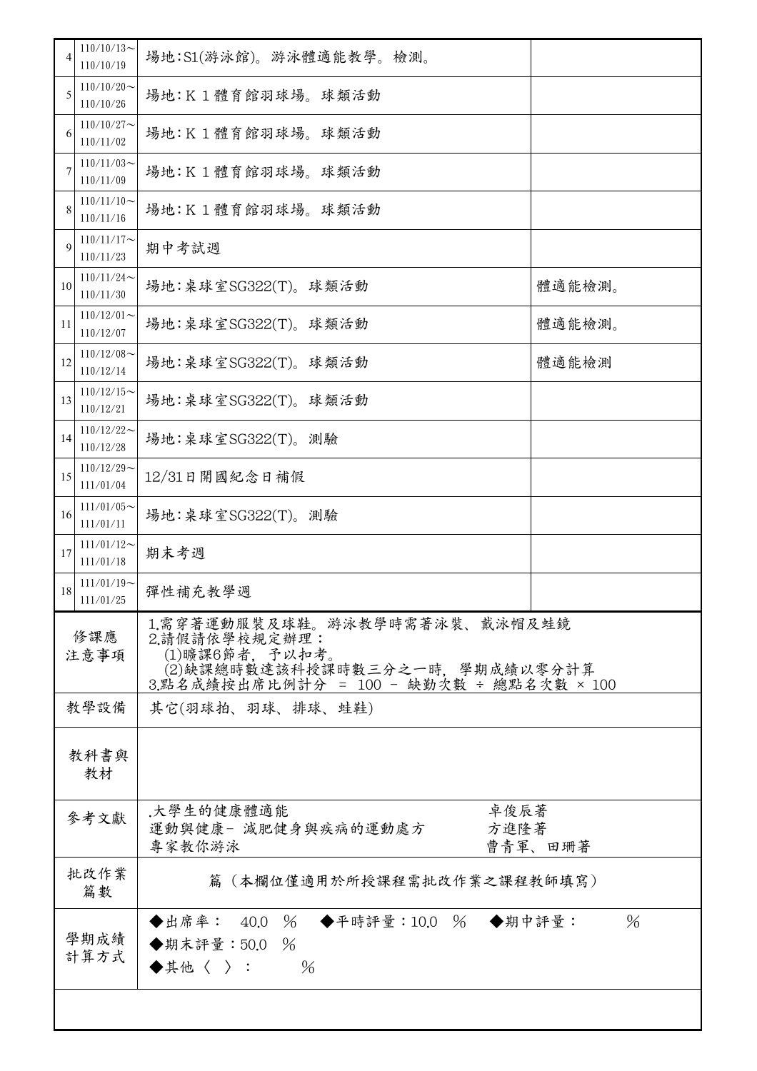| 4 | 110/10/13～<br>110/10/19 | 場地:S1(游泳館)。游泳體適能教學。檢測。 | |
|---|---|---|---|
| 5 | 110/10/20～<br>110/10/26 | 場地:K 1 體育館羽球場。球類活動 | |
| 6 | 110/10/27～<br>110/11/02 | 場地:K 1 體育館羽球場。球類活動 | |
| 7 | 110/11/03～<br>110/11/09 | 場地:K 1 體育館羽球場。球類活動 | |
| 8 | 110/11/10～<br>110/11/16 | 場地:K 1 體育館羽球場。球類活動 | |
| 9 | 110/11/17～<br>110/11/23 | 期中考試週 | |
| 10 | 110/11/24～<br>110/11/30 | 場地:桌球室SG322(T)。球類活動 | 體適能檢測。 |
| 11 | 110/12/01～<br>110/12/07 | 場地:桌球室SG322(T)。球類活動 | 體適能檢測。 |
| 12 | 110/12/08～<br>110/12/14 | 場地:桌球室SG322(T)。球類活動 | 體適能檢測 |
| 13 | 110/12/15～<br>110/12/21 | 場地:桌球室SG322(T)。球類活動 | |
| 14 | 110/12/22～<br>110/12/28 | 場地:桌球室SG322(T)。測驗 | |
| 15 | 110/12/29～<br>111/01/04 | 12/31日開國紀念日補假 | |
| 16 | 111/01/05～<br>111/01/11 | 場地:桌球室SG322(T)。測驗 | |
| 17 | 111/01/12～<br>111/01/18 | 期末考週 | |
| 18 | 111/01/19～<br>111/01/25 | 彈性補充教學週 | |

| 項目 | 內容 |
|---|---|
| 修課應注意事項 | 1.需穿著運動服裝及球鞋。游泳教學時需著泳裝、戴泳帽及蛙鏡<br>2.請假請依學校規定辦理：<br>(1)曠課6節者，予以扣考。<br>(2)缺課總時數達該科授課時數三分之一時，學期成績以零分計算<br>3.點名成績按出席比例計分 = 100 - 缺勤次數 ÷ 總點名次數 × 100 |
| 教學設備 | 其它(羽球拍、羽球、排球、蛙鞋) |
| 教科書與教材 | |
| 參考文獻 | .大學生的健康體適能　卓俊辰著<br>運動與健康- 減肥健身與疾病的運動處方　方進隆著<br>專家教你游泳　曹青軍、田珊著 |
| 批改作業篇數 | 篇（本欄位僅適用於所授課程需批改作業之課程教師填寫） |
| 學期成績計算方式 | ◆出席率： 40.0 %　◆平時評量：10.0 %　◆期中評量： %<br>◆期末評量：50.0 %<br>◆其他〈 〉： % |
| | |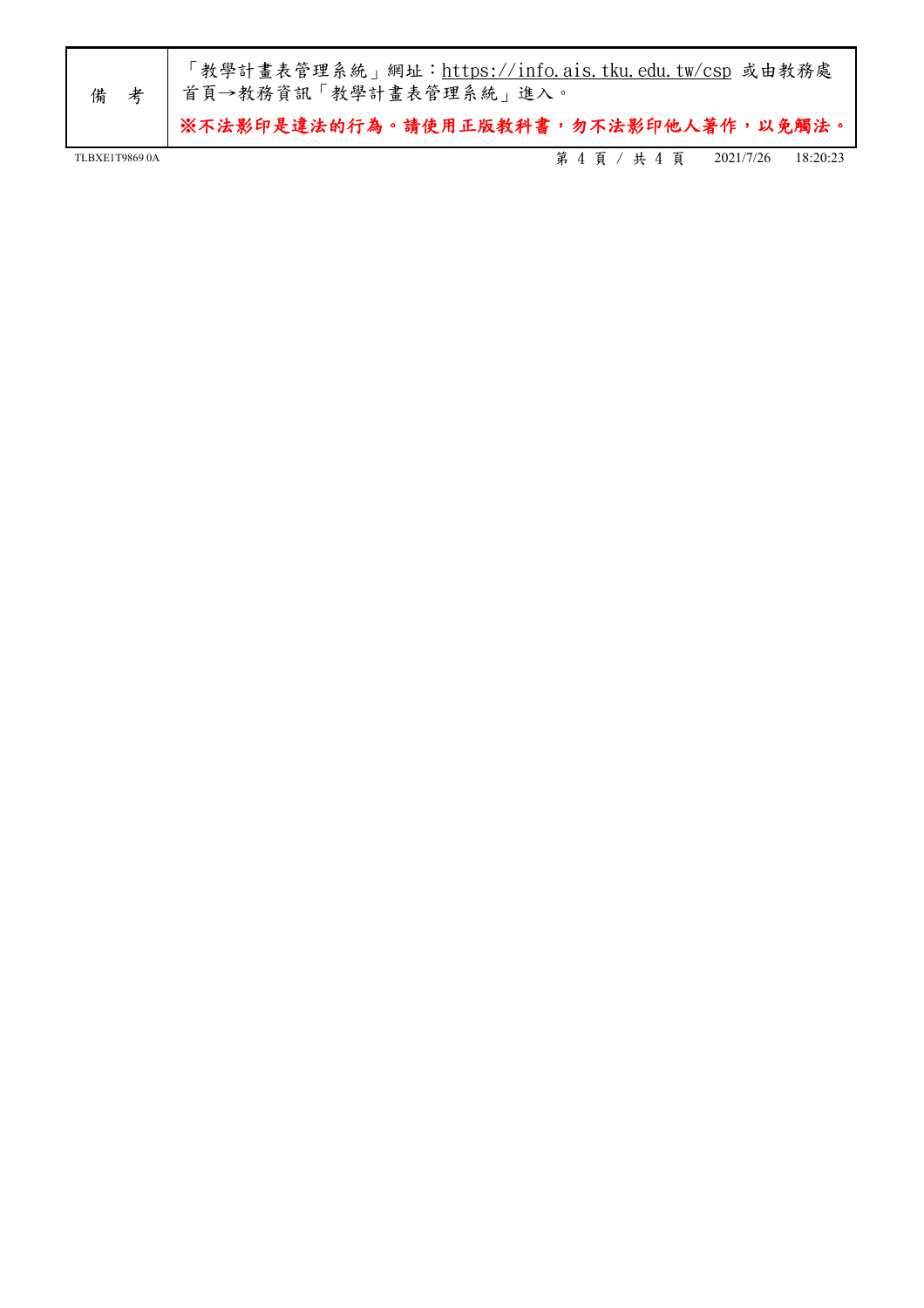| | |
|---|---|
| 備　考 | 「教學計畫表管理系統」網址：https://info.ais.tku.edu.tw/csp 或由教務處首頁→教務資訊「教學計畫表管理系統」進入。<br>**※不法影印是違法的行為。請使用正版教科書，勿不法影印他人著作，以免觸法。** |

TLBXE1T9869 0A